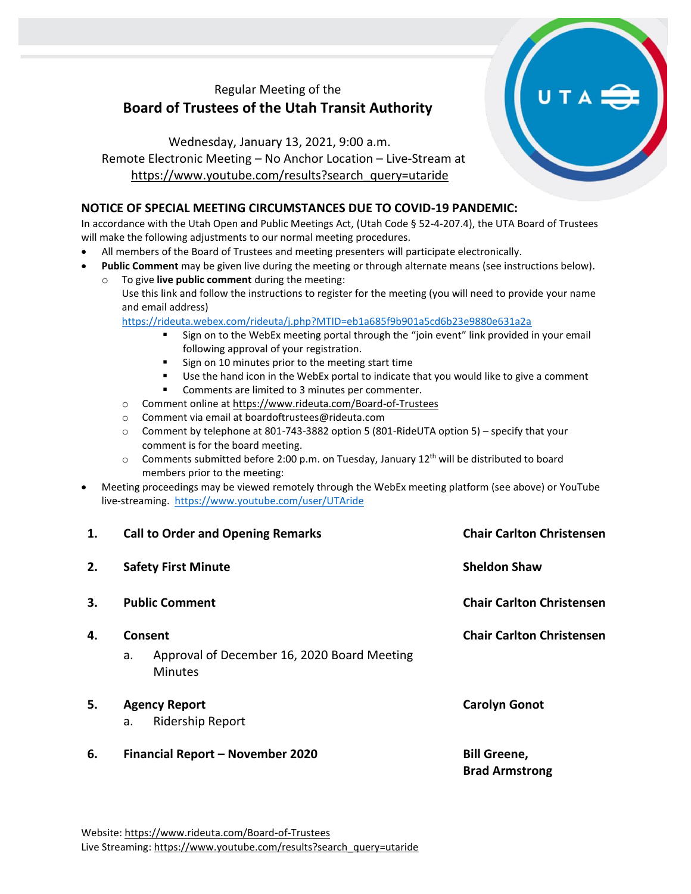Regular Meeting of the

# Board of Trustees of the Utah Transit Authority

Wednesday, January 13, 2021, 9:00 a.m.
Remote Electronic Meeting – No Anchor Location – Live-Stream at
https://www.youtube.com/results?search_query=utaride

## NOTICE OF SPECIAL MEETING CIRCUMSTANCES DUE TO COVID-19 PANDEMIC:

In accordance with the Utah Open and Public Meetings Act, (Utah Code § 52-4-207.4), the UTA Board of Trustees will make the following adjustments to our normal meeting procedures.

- All members of the Board of Trustees and meeting presenters will participate electronically.
- **Public Comment** may be given live during the meeting or through alternate means (see instructions below).
  - To give **live public comment** during the meeting:
    Use this link and follow the instructions to register for the meeting (you will need to provide your name and email address)
    https://rideuta.webex.com/rideuta/j.php?MTID=eb1a685f9b901a5cd6b23e9880e631a2a
    - Sign on to the WebEx meeting portal through the "join event" link provided in your email following approval of your registration.
    - Sign on 10 minutes prior to the meeting start time
    - Use the hand icon in the WebEx portal to indicate that you would like to give a comment
    - Comments are limited to 3 minutes per commenter.
  - Comment online at https://www.rideuta.com/Board-of-Trustees
  - Comment via email at boardoftrustees@rideuta.com
  - Comment by telephone at 801-743-3882 option 5 (801-RideUTA option 5) – specify that your comment is for the board meeting.
  - Comments submitted before 2:00 p.m. on Tuesday, January 12th will be distributed to board members prior to the meeting:
- Meeting proceedings may be viewed remotely through the WebEx meeting platform (see above) or YouTube live-streaming. https://www.youtube.com/user/UTAride

| | | |
|---|---|---|
| **1.** | **Call to Order and Opening Remarks** | **Chair Carlton Christensen** |
| **2.** | **Safety First Minute** | **Sheldon Shaw** |
| **3.** | **Public Comment** | **Chair Carlton Christensen** |
| **4.** | **Consent**<br>a. Approval of December 16, 2020 Board Meeting Minutes | **Chair Carlton Christensen** |
| **5.** | **Agency Report**<br>a. Ridership Report | **Carolyn Gonot** |
| **6.** | **Financial Report – November 2020** | **Bill Greene, Brad Armstrong** |

Website: https://www.rideuta.com/Board-of-Trustees
Live Streaming: https://www.youtube.com/results?search_query=utaride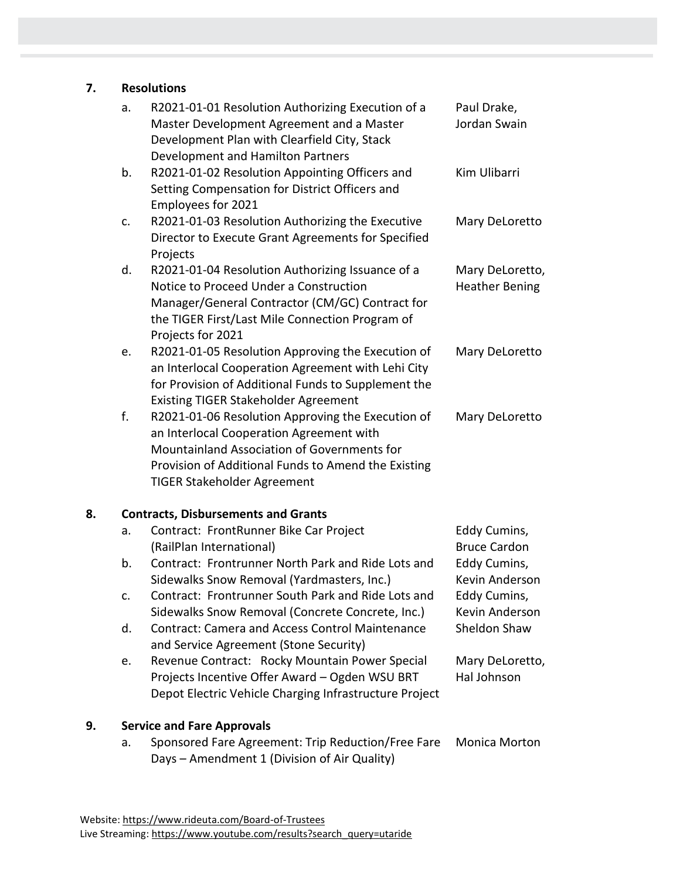## 7. Resolutions

| | Item | Presenter(s) |
|---|---|---|
| a. | R2021-01-01 Resolution Authorizing Execution of a Master Development Agreement and a Master Development Plan with Clearfield City, Stack Development and Hamilton Partners | Paul Drake, Jordan Swain |
| b. | R2021-01-02 Resolution Appointing Officers and Setting Compensation for District Officers and Employees for 2021 | Kim Ulibarri |
| c. | R2021-01-03 Resolution Authorizing the Executive Director to Execute Grant Agreements for Specified Projects | Mary DeLoretto |
| d. | R2021-01-04 Resolution Authorizing Issuance of a Notice to Proceed Under a Construction Manager/General Contractor (CM/GC) Contract for the TIGER First/Last Mile Connection Program of Projects for 2021 | Mary DeLoretto, Heather Bening |
| e. | R2021-01-05 Resolution Approving the Execution of an Interlocal Cooperation Agreement with Lehi City for Provision of Additional Funds to Supplement the Existing TIGER Stakeholder Agreement | Mary DeLoretto |
| f. | R2021-01-06 Resolution Approving the Execution of an Interlocal Cooperation Agreement with Mountainland Association of Governments for Provision of Additional Funds to Amend the Existing TIGER Stakeholder Agreement | Mary DeLoretto |

## 8. Contracts, Disbursements and Grants

| | Item | Presenter(s) |
|---|---|---|
| a. | Contract: FrontRunner Bike Car Project (RailPlan International) | Eddy Cumins, Bruce Cardon |
| b. | Contract: Frontrunner North Park and Ride Lots and Sidewalks Snow Removal (Yardmasters, Inc.) | Eddy Cumins, Kevin Anderson |
| c. | Contract: Frontrunner South Park and Ride Lots and Sidewalks Snow Removal (Concrete Concrete, Inc.) | Eddy Cumins, Kevin Anderson |
| d. | Contract: Camera and Access Control Maintenance and Service Agreement (Stone Security) | Sheldon Shaw |
| e. | Revenue Contract: Rocky Mountain Power Special Projects Incentive Offer Award – Ogden WSU BRT Depot Electric Vehicle Charging Infrastructure Project | Mary DeLoretto, Hal Johnson |

## 9. Service and Fare Approvals

| | Item | Presenter(s) |
|---|---|---|
| a. | Sponsored Fare Agreement: Trip Reduction/Free Fare Days – Amendment 1 (Division of Air Quality) | Monica Morton |

Website: https://www.rideuta.com/Board-of-Trustees
Live Streaming: https://www.youtube.com/results?search_query=utaride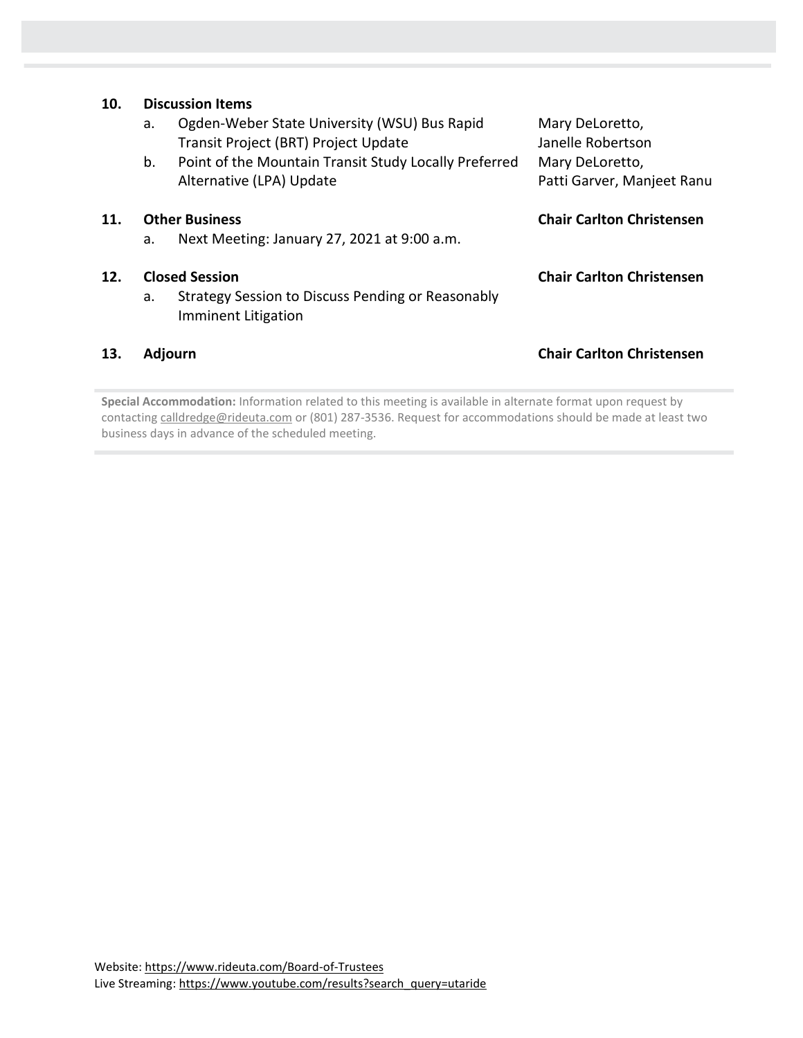**10. Discussion Items**

a. Ogden-Weber State University (WSU) Bus Rapid Transit Project (BRT) Project Update — Mary DeLoretto, Janelle Robertson

b. Point of the Mountain Transit Study Locally Preferred Alternative (LPA) Update — Mary DeLoretto, Patti Garver, Manjeet Ranu

**11. Other Business** — **Chair Carlton Christensen**

a. Next Meeting: January 27, 2021 at 9:00 a.m.

**12. Closed Session** — **Chair Carlton Christensen**

a. Strategy Session to Discuss Pending or Reasonably Imminent Litigation

**13. Adjourn** — **Chair Carlton Christensen**

**Special Accommodation:** Information related to this meeting is available in alternate format upon request by contacting calldredge@rideuta.com or (801) 287-3536. Request for accommodations should be made at least two business days in advance of the scheduled meeting.

Website: https://www.rideuta.com/Board-of-Trustees
Live Streaming: https://www.youtube.com/results?search_query=utaride